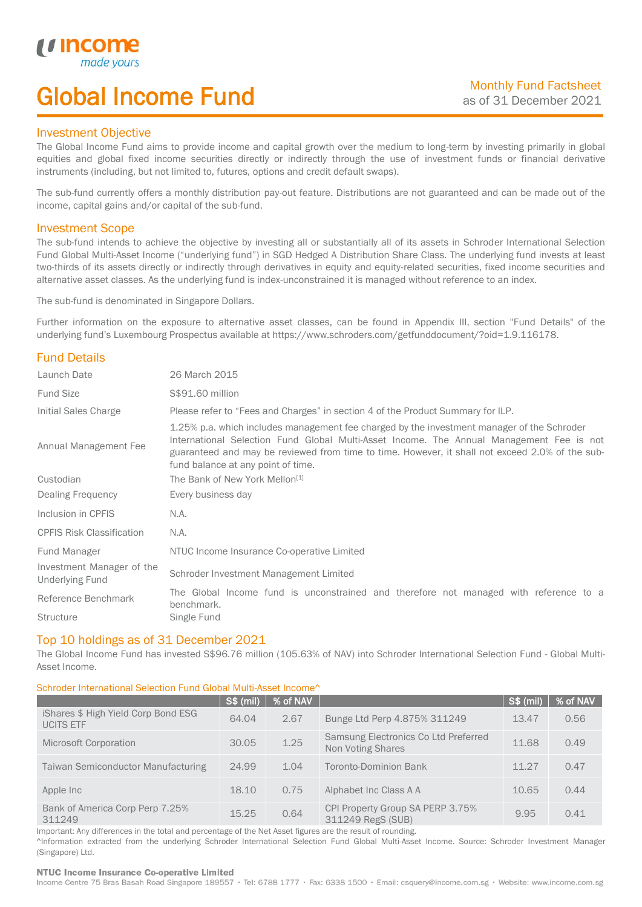# Global Income Fund

Monthly Fund Factsheet
as of 31 December 2021

## Investment Objective

The Global Income Fund aims to provide income and capital growth over the medium to long-term by investing primarily in global equities and global fixed income securities directly or indirectly through the use of investment funds or financial derivative instruments (including, but not limited to, futures, options and credit default swaps).

The sub-fund currently offers a monthly distribution pay-out feature. Distributions are not guaranteed and can be made out of the income, capital gains and/or capital of the sub-fund.

## Investment Scope

The sub-fund intends to achieve the objective by investing all or substantially all of its assets in Schroder International Selection Fund Global Multi-Asset Income ("underlying fund") in SGD Hedged A Distribution Share Class. The underlying fund invests at least two-thirds of its assets directly or indirectly through derivatives in equity and equity-related securities, fixed income securities and alternative asset classes. As the underlying fund is index-unconstrained it is managed without reference to an index.

The sub-fund is denominated in Singapore Dollars.

Further information on the exposure to alternative asset classes, can be found in Appendix III, section "Fund Details" of the underlying fund's Luxembourg Prospectus available at https://www.schroders.com/getfunddocument/?oid=1.9.116178.

## Fund Details

| | |
|---|---|
| Launch Date | 26 March 2015 |
| Fund Size | S$91.60 million |
| Initial Sales Charge | Please refer to "Fees and Charges" in section 4 of the Product Summary for ILP. |
| Annual Management Fee | 1.25% p.a. which includes management fee charged by the investment manager of the Schroder International Selection Fund Global Multi-Asset Income. The Annual Management Fee is not guaranteed and may be reviewed from time to time. However, it shall not exceed 2.0% of the sub-fund balance at any point of time. |
| Custodian | The Bank of New York Mellon[1] |
| Dealing Frequency | Every business day |
| Inclusion in CPFIS | N.A. |
| CPFIS Risk Classification | N.A. |
| Fund Manager | NTUC Income Insurance Co-operative Limited |
| Investment Manager of the Underlying Fund | Schroder Investment Management Limited |
| Reference Benchmark | The Global Income fund is unconstrained and therefore not managed with reference to a benchmark. |
| Structure | Single Fund |

## Top 10 holdings as of 31 December 2021

The Global Income Fund has invested S$96.76 million (105.63% of NAV) into Schroder International Selection Fund - Global Multi-Asset Income.

Schroder International Selection Fund Global Multi-Asset Income^

| | S$ (mil) | % of NAV | | S$ (mil) | % of NAV |
|---|---|---|---|---|---|
| iShares $ High Yield Corp Bond ESG UCITS ETF | 64.04 | 2.67 | Bunge Ltd Perp 4.875% 311249 | 13.47 | 0.56 |
| Microsoft Corporation | 30.05 | 1.25 | Samsung Electronics Co Ltd Preferred Non Voting Shares | 11.68 | 0.49 |
| Taiwan Semiconductor Manufacturing | 24.99 | 1.04 | Toronto-Dominion Bank | 11.27 | 0.47 |
| Apple Inc | 18.10 | 0.75 | Alphabet Inc Class A A | 10.65 | 0.44 |
| Bank of America Corp Perp 7.25% 311249 | 15.25 | 0.64 | CPI Property Group SA PERP 3.75% 311249 RegS (SUB) | 9.95 | 0.41 |

Important: Any differences in the total and percentage of the Net Asset figures are the result of rounding.
^Information extracted from the underlying Schroder International Selection Fund Global Multi-Asset Income. Source: Schroder Investment Manager (Singapore) Ltd.

**NTUC Income Insurance Co-operative Limited**
Income Centre 75 Bras Basah Road Singapore 189557 · Tel: 6788 1777 · Fax: 6338 1500 · Email: csquery@income.com.sg · Website: www.income.com.sg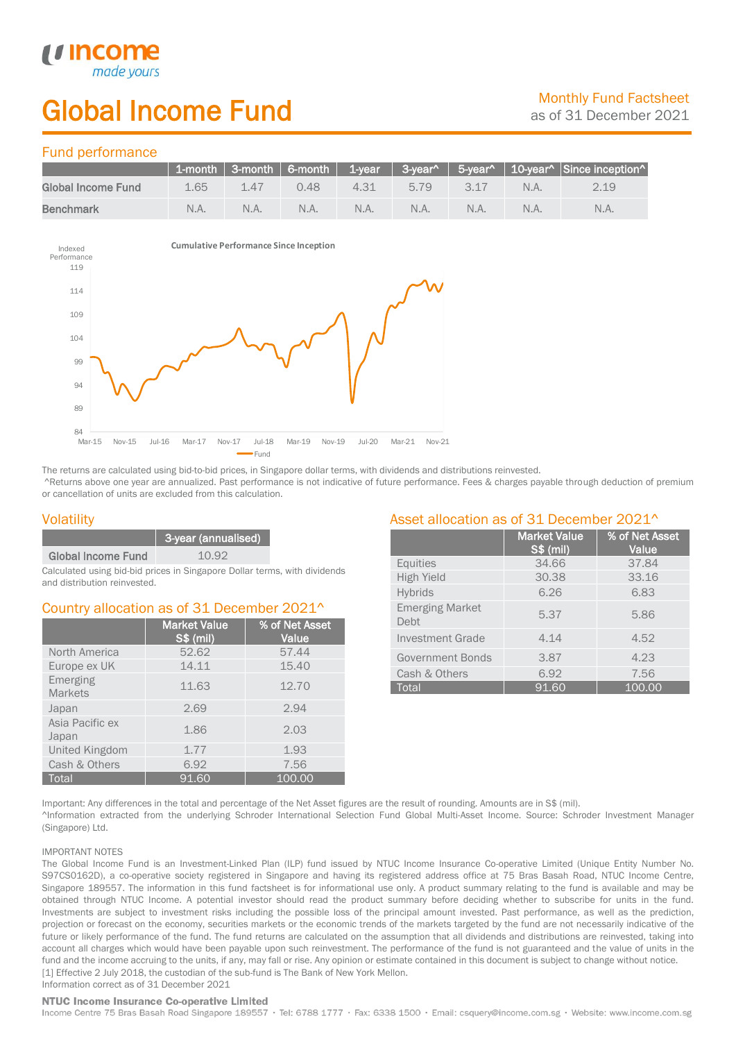income
made yours

# Global Income Fund

Monthly Fund Factsheet
as of 31 December 2021

## Fund performance

| | 1-month | 3-month | 6-month | 1-year | 3-year^ | 5-year^ | 10-year^ | Since inception^ |
|---|---|---|---|---|---|---|---|---|
| Global Income Fund | 1.65 | 1.47 | 0.48 | 4.31 | 5.79 | 3.17 | N.A. | 2.19 |
| Benchmark | N.A. | N.A. | N.A. | N.A. | N.A. | N.A. | N.A. | N.A. |

Cumulative Performance Since Inception

Indexed Performance

119
114
109
104
99
94
89
84

Mar-15 Nov-15 Jul-16 Mar-17 Nov-17 Jul-18 Mar-19 Nov-19 Jul-20 Mar-21 Nov-21

Fund

The returns are calculated using bid-to-bid prices, in Singapore dollar terms, with dividends and distributions reinvested.
^Returns above one year are annualized. Past performance is not indicative of future performance. Fees & charges payable through deduction of premium or cancellation of units are excluded from this calculation.

## Volatility

| | 3-year (annualised) |
|---|---|
| Global Income Fund | 10.92 |

Calculated using bid-bid prices in Singapore Dollar terms, with dividends and distribution reinvested.

## Country allocation as of 31 December 2021^

| | Market Value S$ (mil) | % of Net Asset Value |
|---|---|---|
| North America | 52.62 | 57.44 |
| Europe ex UK | 14.11 | 15.40 |
| Emerging Markets | 11.63 | 12.70 |
| Japan | 2.69 | 2.94 |
| Asia Pacific ex Japan | 1.86 | 2.03 |
| United Kingdom | 1.77 | 1.93 |
| Cash & Others | 6.92 | 7.56 |
| Total | 91.60 | 100.00 |

## Asset allocation as of 31 December 2021^

| | Market Value S$ (mil) | % of Net Asset Value |
|---|---|---|
| Equities | 34.66 | 37.84 |
| High Yield | 30.38 | 33.16 |
| Hybrids | 6.26 | 6.83 |
| Emerging Market Debt | 5.37 | 5.86 |
| Investment Grade | 4.14 | 4.52 |
| Government Bonds | 3.87 | 4.23 |
| Cash & Others | 6.92 | 7.56 |
| Total | 91.60 | 100.00 |

Important: Any differences in the total and percentage of the Net Asset figures are the result of rounding. Amounts are in S$ (mil).
^Information extracted from the underlying Schroder International Selection Fund Global Multi-Asset Income. Source: Schroder Investment Manager (Singapore) Ltd.

IMPORTANT NOTES
The Global Income Fund is an Investment-Linked Plan (ILP) fund issued by NTUC Income Insurance Co-operative Limited (Unique Entity Number No. S97CS0162D), a co-operative society registered in Singapore and having its registered address office at 75 Bras Basah Road, NTUC Income Centre, Singapore 189557. The information in this fund factsheet is for informational use only. A product summary relating to the fund is available and may be obtained through NTUC Income. A potential investor should read the product summary before deciding whether to subscribe for units in the fund. Investments are subject to investment risks including the possible loss of the principal amount invested. Past performance, as well as the prediction, projection or forecast on the economy, securities markets or the economic trends of the markets targeted by the fund are not necessarily indicative of the future or likely performance of the fund. The fund returns are calculated on the assumption that all dividends and distributions are reinvested, taking into account all charges which would have been payable upon such reinvestment. The performance of the fund is not guaranteed and the value of units in the fund and the income accruing to the units, if any, may fall or rise. Any opinion or estimate contained in this document is subject to change without notice.
[1] Effective 2 July 2018, the custodian of the sub-fund is The Bank of New York Mellon.
Information correct as of 31 December 2021

**NTUC Income Insurance Co-operative Limited**
Income Centre 75 Bras Basah Road Singapore 189557 · Tel: 6788 1777 · Fax: 6338 1500 · Email: csquery@income.com.sg · Website: www.income.com.sg